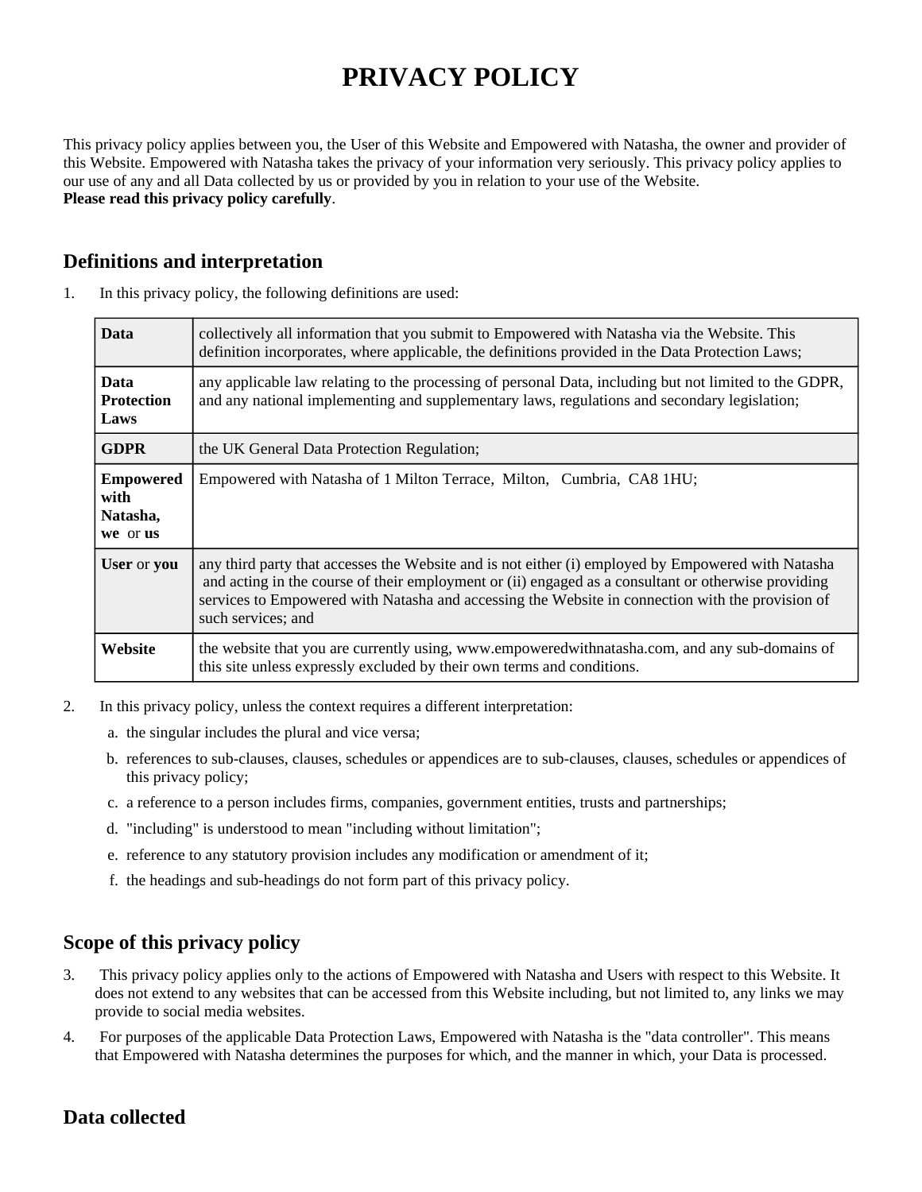# PRIVACY POLICY

This privacy policy applies between you, the User of this Website and Empowered with Natasha, the owner and provider of this Website. Empowered with Natasha takes the privacy of your information very seriously. This privacy policy applies to our use of any and all Data collected by us or provided by you in relation to your use of the Website.
**Please read this privacy policy carefully**.

## Definitions and interpretation

1. In this privacy policy, the following definitions are used:

| | |
|---|---|
| **Data** | collectively all information that you submit to Empowered with Natasha via the Website. This definition incorporates, where applicable, the definitions provided in the Data Protection Laws; |
| **Data Protection Laws** | any applicable law relating to the processing of personal Data, including but not limited to the GDPR, and any national implementing and supplementary laws, regulations and secondary legislation; |
| **GDPR** | the UK General Data Protection Regulation; |
| **Empowered with Natasha, we** or **us** | Empowered with Natasha of 1 Milton Terrace, Milton, Cumbria, CA8 1HU; |
| **User** or **you** | any third party that accesses the Website and is not either (i) employed by Empowered with Natasha and acting in the course of their employment or (ii) engaged as a consultant or otherwise providing services to Empowered with Natasha and accessing the Website in connection with the provision of such services; and |
| **Website** | the website that you are currently using, www.empoweredwithnatasha.com, and any sub-domains of this site unless expressly excluded by their own terms and conditions. |

2. In this privacy policy, unless the context requires a different interpretation:
   a. the singular includes the plural and vice versa;
   b. references to sub-clauses, clauses, schedules or appendices are to sub-clauses, clauses, schedules or appendices of this privacy policy;
   c. a reference to a person includes firms, companies, government entities, trusts and partnerships;
   d. "including" is understood to mean "including without limitation";
   e. reference to any statutory provision includes any modification or amendment of it;
   f. the headings and sub-headings do not form part of this privacy policy.

## Scope of this privacy policy

3. This privacy policy applies only to the actions of Empowered with Natasha and Users with respect to this Website. It does not extend to any websites that can be accessed from this Website including, but not limited to, any links we may provide to social media websites.
4. For purposes of the applicable Data Protection Laws, Empowered with Natasha is the "data controller". This means that Empowered with Natasha determines the purposes for which, and the manner in which, your Data is processed.

## Data collected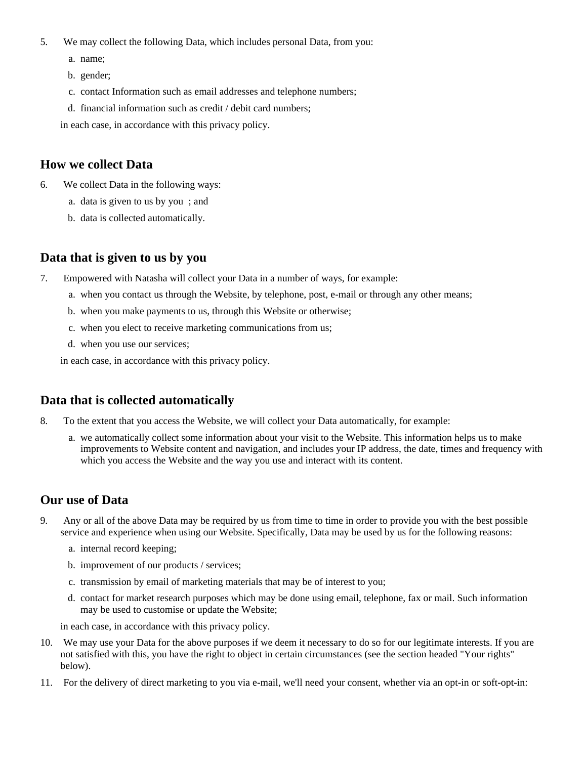5. We may collect the following Data, which includes personal Data, from you:
    a. name;
    b. gender;
    c. contact Information such as email addresses and telephone numbers;
    d. financial information such as credit / debit card numbers;

    in each case, in accordance with this privacy policy.

## How we collect Data

6. We collect Data in the following ways:
    a. data is given to us by you ; and
    b. data is collected automatically.

## Data that is given to us by you

7. Empowered with Natasha will collect your Data in a number of ways, for example:
    a. when you contact us through the Website, by telephone, post, e-mail or through any other means;
    b. when you make payments to us, through this Website or otherwise;
    c. when you elect to receive marketing communications from us;
    d. when you use our services;

    in each case, in accordance with this privacy policy.

## Data that is collected automatically

8. To the extent that you access the Website, we will collect your Data automatically, for example:
    a. we automatically collect some information about your visit to the Website. This information helps us to make improvements to Website content and navigation, and includes your IP address, the date, times and frequency with which you access the Website and the way you use and interact with its content.

## Our use of Data

9. Any or all of the above Data may be required by us from time to time in order to provide you with the best possible service and experience when using our Website. Specifically, Data may be used by us for the following reasons:
    a. internal record keeping;
    b. improvement of our products / services;
    c. transmission by email of marketing materials that may be of interest to you;
    d. contact for market research purposes which may be done using email, telephone, fax or mail. Such information may be used to customise or update the Website;

    in each case, in accordance with this privacy policy.

10. We may use your Data for the above purposes if we deem it necessary to do so for our legitimate interests. If you are not satisfied with this, you have the right to object in certain circumstances (see the section headed "Your rights" below).

11. For the delivery of direct marketing to you via e-mail, we'll need your consent, whether via an opt-in or soft-opt-in: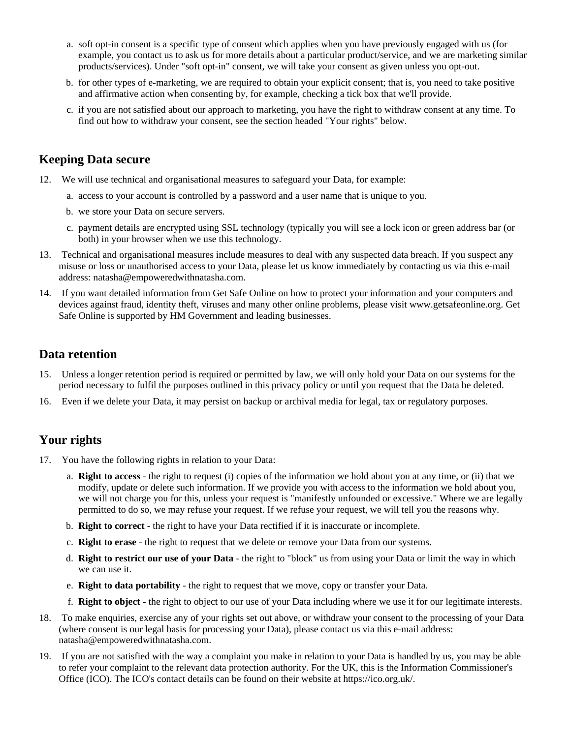a. soft opt-in consent is a specific type of consent which applies when you have previously engaged with us (for example, you contact us to ask us for more details about a particular product/service, and we are marketing similar products/services). Under "soft opt-in" consent, we will take your consent as given unless you opt-out.

b. for other types of e-marketing, we are required to obtain your explicit consent; that is, you need to take positive and affirmative action when consenting by, for example, checking a tick box that we'll provide.

c. if you are not satisfied about our approach to marketing, you have the right to withdraw consent at any time. To find out how to withdraw your consent, see the section headed "Your rights" below.

## Keeping Data secure

12. We will use technical and organisational measures to safeguard your Data, for example:

    a. access to your account is controlled by a password and a user name that is unique to you.

    b. we store your Data on secure servers.

    c. payment details are encrypted using SSL technology (typically you will see a lock icon or green address bar (or both) in your browser when we use this technology.

13. Technical and organisational measures include measures to deal with any suspected data breach. If you suspect any misuse or loss or unauthorised access to your Data, please let us know immediately by contacting us via this e-mail address: natasha@empoweredwithnatasha.com.

14. If you want detailed information from Get Safe Online on how to protect your information and your computers and devices against fraud, identity theft, viruses and many other online problems, please visit www.getsafeonline.org. Get Safe Online is supported by HM Government and leading businesses.

## Data retention

15. Unless a longer retention period is required or permitted by law, we will only hold your Data on our systems for the period necessary to fulfil the purposes outlined in this privacy policy or until you request that the Data be deleted.

16. Even if we delete your Data, it may persist on backup or archival media for legal, tax or regulatory purposes.

## Your rights

17. You have the following rights in relation to your Data:

    a. **Right to access** - the right to request (i) copies of the information we hold about you at any time, or (ii) that we modify, update or delete such information. If we provide you with access to the information we hold about you, we will not charge you for this, unless your request is "manifestly unfounded or excessive." Where we are legally permitted to do so, we may refuse your request. If we refuse your request, we will tell you the reasons why.

    b. **Right to correct** - the right to have your Data rectified if it is inaccurate or incomplete.

    c. **Right to erase** - the right to request that we delete or remove your Data from our systems.

    d. **Right to restrict our use of your Data** - the right to "block" us from using your Data or limit the way in which we can use it.

    e. **Right to data portability** - the right to request that we move, copy or transfer your Data.

    f. **Right to object** - the right to object to our use of your Data including where we use it for our legitimate interests.

18. To make enquiries, exercise any of your rights set out above, or withdraw your consent to the processing of your Data (where consent is our legal basis for processing your Data), please contact us via this e-mail address: natasha@empoweredwithnatasha.com.

19. If you are not satisfied with the way a complaint you make in relation to your Data is handled by us, you may be able to refer your complaint to the relevant data protection authority. For the UK, this is the Information Commissioner's Office (ICO). The ICO's contact details can be found on their website at https://ico.org.uk/.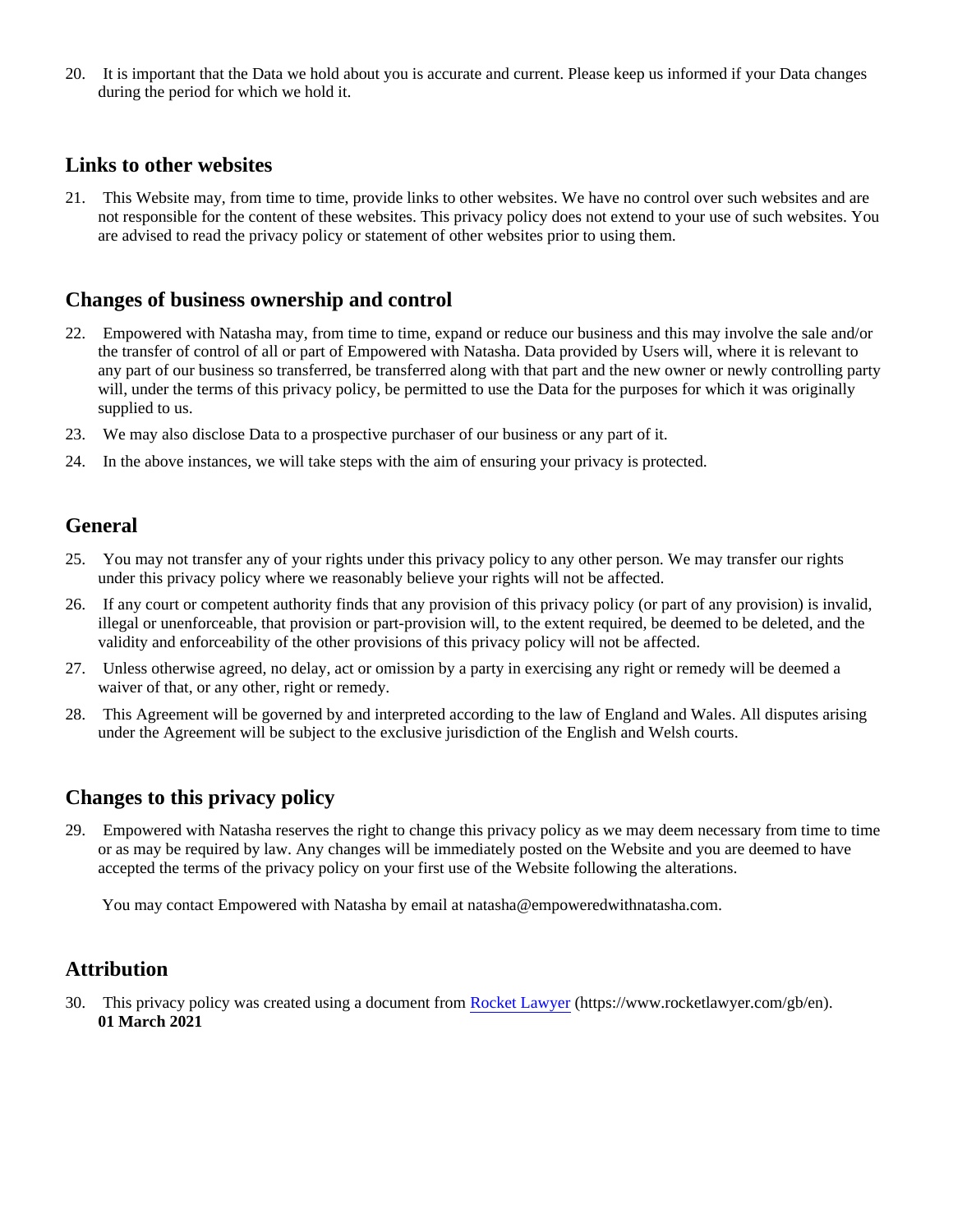20. It is important that the Data we hold about you is accurate and current. Please keep us informed if your Data changes during the period for which we hold it.

## Links to other websites

21. This Website may, from time to time, provide links to other websites. We have no control over such websites and are not responsible for the content of these websites. This privacy policy does not extend to your use of such websites. You are advised to read the privacy policy or statement of other websites prior to using them.

## Changes of business ownership and control

22. Empowered with Natasha may, from time to time, expand or reduce our business and this may involve the sale and/or the transfer of control of all or part of Empowered with Natasha. Data provided by Users will, where it is relevant to any part of our business so transferred, be transferred along with that part and the new owner or newly controlling party will, under the terms of this privacy policy, be permitted to use the Data for the purposes for which it was originally supplied to us.
23. We may also disclose Data to a prospective purchaser of our business or any part of it.
24. In the above instances, we will take steps with the aim of ensuring your privacy is protected.

## General

25. You may not transfer any of your rights under this privacy policy to any other person. We may transfer our rights under this privacy policy where we reasonably believe your rights will not be affected.
26. If any court or competent authority finds that any provision of this privacy policy (or part of any provision) is invalid, illegal or unenforceable, that provision or part-provision will, to the extent required, be deemed to be deleted, and the validity and enforceability of the other provisions of this privacy policy will not be affected.
27. Unless otherwise agreed, no delay, act or omission by a party in exercising any right or remedy will be deemed a waiver of that, or any other, right or remedy.
28. This Agreement will be governed by and interpreted according to the law of England and Wales. All disputes arising under the Agreement will be subject to the exclusive jurisdiction of the English and Welsh courts.

## Changes to this privacy policy

29. Empowered with Natasha reserves the right to change this privacy policy as we may deem necessary from time to time or as may be required by law. Any changes will be immediately posted on the Website and you are deemed to have accepted the terms of the privacy policy on your first use of the Website following the alterations.

    You may contact Empowered with Natasha by email at natasha@empoweredwithnatasha.com.

## Attribution

30. This privacy policy was created using a document from [Rocket Lawyer](https://www.rocketlawyer.com/gb/en) (https://www.rocketlawyer.com/gb/en).
    **01 March 2021**